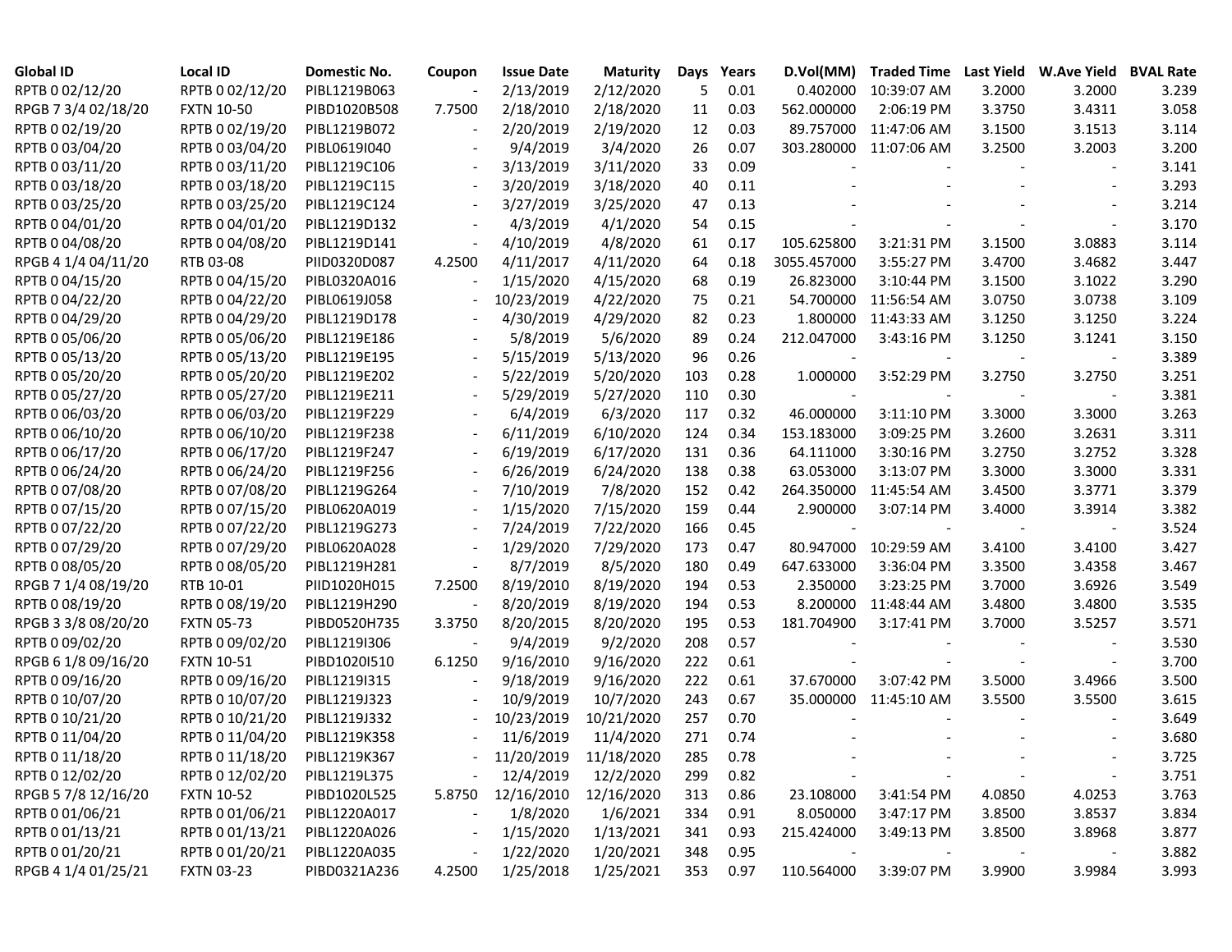| Global ID | Local ID | Domestic No. | Coupon | Issue Date | Maturity | Days | Years | D.Vol(MM) | Traded Time | Last Yield | W.Ave Yield | BVAL Rate |
|---|---|---|---|---|---|---|---|---|---|---|---|---|
| RPTB 0 02/12/20 | RPTB 0 02/12/20 | PIBL1219B063 | - | 2/13/2019 | 2/12/2020 | 5 | 0.01 | 0.402000 | 10:39:07 AM | 3.2000 | 3.2000 | 3.239 |
| RPGB 7 3/4 02/18/20 | FXTN 10-50 | PIBD1020B508 | 7.7500 | 2/18/2010 | 2/18/2020 | 11 | 0.03 | 562.000000 | 2:06:19 PM | 3.3750 | 3.4311 | 3.058 |
| RPTB 0 02/19/20 | RPTB 0 02/19/20 | PIBL1219B072 | - | 2/20/2019 | 2/19/2020 | 12 | 0.03 | 89.757000 | 11:47:06 AM | 3.1500 | 3.1513 | 3.114 |
| RPTB 0 03/04/20 | RPTB 0 03/04/20 | PIBL0619I040 | - | 9/4/2019 | 3/4/2020 | 26 | 0.07 | 303.280000 | 11:07:06 AM | 3.2500 | 3.2003 | 3.200 |
| RPTB 0 03/11/20 | RPTB 0 03/11/20 | PIBL1219C106 | - | 3/13/2019 | 3/11/2020 | 33 | 0.09 | - | - | - | - | 3.141 |
| RPTB 0 03/18/20 | RPTB 0 03/18/20 | PIBL1219C115 | - | 3/20/2019 | 3/18/2020 | 40 | 0.11 | - | - | - | - | 3.293 |
| RPTB 0 03/25/20 | RPTB 0 03/25/20 | PIBL1219C124 | - | 3/27/2019 | 3/25/2020 | 47 | 0.13 | - | - | - | - | 3.214 |
| RPTB 0 04/01/20 | RPTB 0 04/01/20 | PIBL1219D132 | - | 4/3/2019 | 4/1/2020 | 54 | 0.15 | - | - | - | - | 3.170 |
| RPTB 0 04/08/20 | RPTB 0 04/08/20 | PIBL1219D141 | - | 4/10/2019 | 4/8/2020 | 61 | 0.17 | 105.625800 | 3:21:31 PM | 3.1500 | 3.0883 | 3.114 |
| RPGB 4 1/4 04/11/20 | RTB 03-08 | PIID0320D087 | 4.2500 | 4/11/2017 | 4/11/2020 | 64 | 0.18 | 3055.457000 | 3:55:27 PM | 3.4700 | 3.4682 | 3.447 |
| RPTB 0 04/15/20 | RPTB 0 04/15/20 | PIBL0320A016 | - | 1/15/2020 | 4/15/2020 | 68 | 0.19 | 26.823000 | 3:10:44 PM | 3.1500 | 3.1022 | 3.290 |
| RPTB 0 04/22/20 | RPTB 0 04/22/20 | PIBL0619J058 | - | 10/23/2019 | 4/22/2020 | 75 | 0.21 | 54.700000 | 11:56:54 AM | 3.0750 | 3.0738 | 3.109 |
| RPTB 0 04/29/20 | RPTB 0 04/29/20 | PIBL1219D178 | - | 4/30/2019 | 4/29/2020 | 82 | 0.23 | 1.800000 | 11:43:33 AM | 3.1250 | 3.1250 | 3.224 |
| RPTB 0 05/06/20 | RPTB 0 05/06/20 | PIBL1219E186 | - | 5/8/2019 | 5/6/2020 | 89 | 0.24 | 212.047000 | 3:43:16 PM | 3.1250 | 3.1241 | 3.150 |
| RPTB 0 05/13/20 | RPTB 0 05/13/20 | PIBL1219E195 | - | 5/15/2019 | 5/13/2020 | 96 | 0.26 | - | - | - | - | 3.389 |
| RPTB 0 05/20/20 | RPTB 0 05/20/20 | PIBL1219E202 | - | 5/22/2019 | 5/20/2020 | 103 | 0.28 | 1.000000 | 3:52:29 PM | 3.2750 | 3.2750 | 3.251 |
| RPTB 0 05/27/20 | RPTB 0 05/27/20 | PIBL1219E211 | - | 5/29/2019 | 5/27/2020 | 110 | 0.30 | - | - | - | - | 3.381 |
| RPTB 0 06/03/20 | RPTB 0 06/03/20 | PIBL1219F229 | - | 6/4/2019 | 6/3/2020 | 117 | 0.32 | 46.000000 | 3:11:10 PM | 3.3000 | 3.3000 | 3.263 |
| RPTB 0 06/10/20 | RPTB 0 06/10/20 | PIBL1219F238 | - | 6/11/2019 | 6/10/2020 | 124 | 0.34 | 153.183000 | 3:09:25 PM | 3.2600 | 3.2631 | 3.311 |
| RPTB 0 06/17/20 | RPTB 0 06/17/20 | PIBL1219F247 | - | 6/19/2019 | 6/17/2020 | 131 | 0.36 | 64.111000 | 3:30:16 PM | 3.2750 | 3.2752 | 3.328 |
| RPTB 0 06/24/20 | RPTB 0 06/24/20 | PIBL1219F256 | - | 6/26/2019 | 6/24/2020 | 138 | 0.38 | 63.053000 | 3:13:07 PM | 3.3000 | 3.3000 | 3.331 |
| RPTB 0 07/08/20 | RPTB 0 07/08/20 | PIBL1219G264 | - | 7/10/2019 | 7/8/2020 | 152 | 0.42 | 264.350000 | 11:45:54 AM | 3.4500 | 3.3771 | 3.379 |
| RPTB 0 07/15/20 | RPTB 0 07/15/20 | PIBL0620A019 | - | 1/15/2020 | 7/15/2020 | 159 | 0.44 | 2.900000 | 3:07:14 PM | 3.4000 | 3.3914 | 3.382 |
| RPTB 0 07/22/20 | RPTB 0 07/22/20 | PIBL1219G273 | - | 7/24/2019 | 7/22/2020 | 166 | 0.45 | - | - | - | - | 3.524 |
| RPTB 0 07/29/20 | RPTB 0 07/29/20 | PIBL0620A028 | - | 1/29/2020 | 7/29/2020 | 173 | 0.47 | 80.947000 | 10:29:59 AM | 3.4100 | 3.4100 | 3.427 |
| RPTB 0 08/05/20 | RPTB 0 08/05/20 | PIBL1219H281 | - | 8/7/2019 | 8/5/2020 | 180 | 0.49 | 647.633000 | 3:36:04 PM | 3.3500 | 3.4358 | 3.467 |
| RPGB 7 1/4 08/19/20 | RTB 10-01 | PIID1020H015 | 7.2500 | 8/19/2010 | 8/19/2020 | 194 | 0.53 | 2.350000 | 3:23:25 PM | 3.7000 | 3.6926 | 3.549 |
| RPTB 0 08/19/20 | RPTB 0 08/19/20 | PIBL1219H290 | - | 8/20/2019 | 8/19/2020 | 194 | 0.53 | 8.200000 | 11:48:44 AM | 3.4800 | 3.4800 | 3.535 |
| RPGB 3 3/8 08/20/20 | FXTN 05-73 | PIBD0520H735 | 3.3750 | 8/20/2015 | 8/20/2020 | 195 | 0.53 | 181.704900 | 3:17:41 PM | 3.7000 | 3.5257 | 3.571 |
| RPTB 0 09/02/20 | RPTB 0 09/02/20 | PIBL1219I306 | - | 9/4/2019 | 9/2/2020 | 208 | 0.57 | - | - | - | - | 3.530 |
| RPGB 6 1/8 09/16/20 | FXTN 10-51 | PIBD1020I510 | 6.1250 | 9/16/2010 | 9/16/2020 | 222 | 0.61 | - | - | - | - | 3.700 |
| RPTB 0 09/16/20 | RPTB 0 09/16/20 | PIBL1219I315 | - | 9/18/2019 | 9/16/2020 | 222 | 0.61 | 37.670000 | 3:07:42 PM | 3.5000 | 3.4966 | 3.500 |
| RPTB 0 10/07/20 | RPTB 0 10/07/20 | PIBL1219J323 | - | 10/9/2019 | 10/7/2020 | 243 | 0.67 | 35.000000 | 11:45:10 AM | 3.5500 | 3.5500 | 3.615 |
| RPTB 0 10/21/20 | RPTB 0 10/21/20 | PIBL1219J332 | - | 10/23/2019 | 10/21/2020 | 257 | 0.70 | - | - | - | - | 3.649 |
| RPTB 0 11/04/20 | RPTB 0 11/04/20 | PIBL1219K358 | - | 11/6/2019 | 11/4/2020 | 271 | 0.74 | - | - | - | - | 3.680 |
| RPTB 0 11/18/20 | RPTB 0 11/18/20 | PIBL1219K367 | - | 11/20/2019 | 11/18/2020 | 285 | 0.78 | - | - | - | - | 3.725 |
| RPTB 0 12/02/20 | RPTB 0 12/02/20 | PIBL1219L375 | - | 12/4/2019 | 12/2/2020 | 299 | 0.82 | - | - | - | - | 3.751 |
| RPGB 5 7/8 12/16/20 | FXTN 10-52 | PIBD1020L525 | 5.8750 | 12/16/2010 | 12/16/2020 | 313 | 0.86 | 23.108000 | 3:41:54 PM | 4.0850 | 4.0253 | 3.763 |
| RPTB 0 01/06/21 | RPTB 0 01/06/21 | PIBL1220A017 | - | 1/8/2020 | 1/6/2021 | 334 | 0.91 | 8.050000 | 3:47:17 PM | 3.8500 | 3.8537 | 3.834 |
| RPTB 0 01/13/21 | RPTB 0 01/13/21 | PIBL1220A026 | - | 1/15/2020 | 1/13/2021 | 341 | 0.93 | 215.424000 | 3:49:13 PM | 3.8500 | 3.8968 | 3.877 |
| RPTB 0 01/20/21 | RPTB 0 01/20/21 | PIBL1220A035 | - | 1/22/2020 | 1/20/2021 | 348 | 0.95 | - | - | - | - | 3.882 |
| RPGB 4 1/4 01/25/21 | FXTN 03-23 | PIBD0321A236 | 4.2500 | 1/25/2018 | 1/25/2021 | 353 | 0.97 | 110.564000 | 3:39:07 PM | 3.9900 | 3.9984 | 3.993 |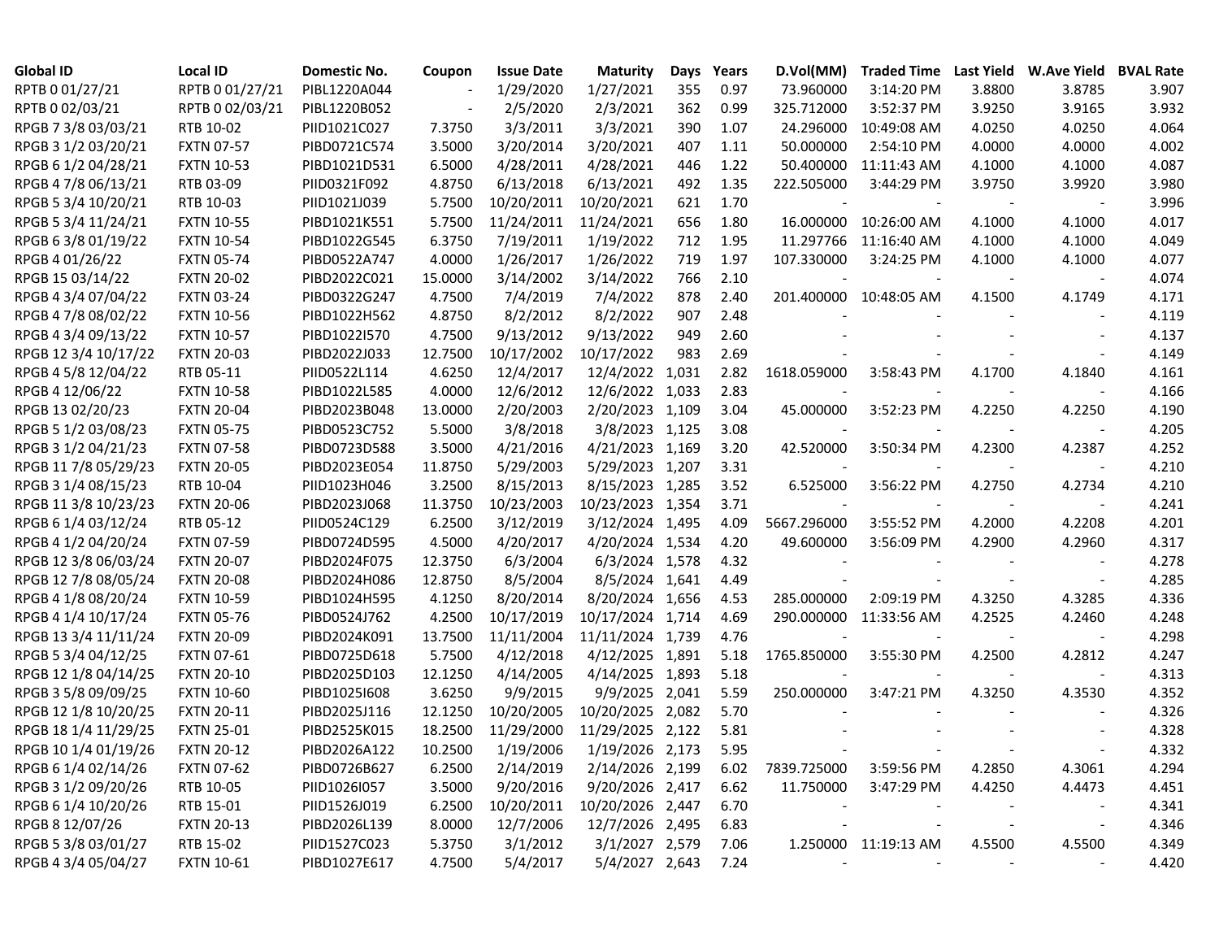| Global ID | Local ID | Domestic No. | Coupon | Issue Date | Maturity | Days | Years | D.Vol(MM) | Traded Time | Last Yield | W.Ave Yield | BVAL Rate |
|---|---|---|---|---|---|---|---|---|---|---|---|---|
| RPTB 0 01/27/21 | RPTB 0 01/27/21 | PIBL1220A044 | - | 1/29/2020 | 1/27/2021 | 355 | 0.97 | 73.960000 | 3:14:20 PM | 3.8800 | 3.8785 | 3.907 |
| RPTB 0 02/03/21 | RPTB 0 02/03/21 | PIBL1220B052 | - | 2/5/2020 | 2/3/2021 | 362 | 0.99 | 325.712000 | 3:52:37 PM | 3.9250 | 3.9165 | 3.932 |
| RPGB 7 3/8 03/03/21 | RTB 10-02 | PIID1021C027 | 7.3750 | 3/3/2011 | 3/3/2021 | 390 | 1.07 | 24.296000 | 10:49:08 AM | 4.0250 | 4.0250 | 4.064 |
| RPGB 3 1/2 03/20/21 | FXTN 07-57 | PIBD0721C574 | 3.5000 | 3/20/2014 | 3/20/2021 | 407 | 1.11 | 50.000000 | 2:54:10 PM | 4.0000 | 4.0000 | 4.002 |
| RPGB 6 1/2 04/28/21 | FXTN 10-53 | PIBD1021D531 | 6.5000 | 4/28/2011 | 4/28/2021 | 446 | 1.22 | 50.400000 | 11:11:43 AM | 4.1000 | 4.1000 | 4.087 |
| RPGB 4 7/8 06/13/21 | RTB 03-09 | PIID0321F092 | 4.8750 | 6/13/2018 | 6/13/2021 | 492 | 1.35 | 222.505000 | 3:44:29 PM | 3.9750 | 3.9920 | 3.980 |
| RPGB 5 3/4 10/20/21 | RTB 10-03 | PIID1021J039 | 5.7500 | 10/20/2011 | 10/20/2021 | 621 | 1.70 | - | - | - | - | 3.996 |
| RPGB 5 3/4 11/24/21 | FXTN 10-55 | PIBD1021K551 | 5.7500 | 11/24/2011 | 11/24/2021 | 656 | 1.80 | 16.000000 | 10:26:00 AM | 4.1000 | 4.1000 | 4.017 |
| RPGB 6 3/8 01/19/22 | FXTN 10-54 | PIBD1022G545 | 6.3750 | 7/19/2011 | 1/19/2022 | 712 | 1.95 | 11.297766 | 11:16:40 AM | 4.1000 | 4.1000 | 4.049 |
| RPGB 4 01/26/22 | FXTN 05-74 | PIBD0522A747 | 4.0000 | 1/26/2017 | 1/26/2022 | 719 | 1.97 | 107.330000 | 3:24:25 PM | 4.1000 | 4.1000 | 4.077 |
| RPGB 15 03/14/22 | FXTN 20-02 | PIBD2022C021 | 15.0000 | 3/14/2002 | 3/14/2022 | 766 | 2.10 | - | - | - | - | 4.074 |
| RPGB 4 3/4 07/04/22 | FXTN 03-24 | PIBD0322G247 | 4.7500 | 7/4/2019 | 7/4/2022 | 878 | 2.40 | 201.400000 | 10:48:05 AM | 4.1500 | 4.1749 | 4.171 |
| RPGB 4 7/8 08/02/22 | FXTN 10-56 | PIBD1022H562 | 4.8750 | 8/2/2012 | 8/2/2022 | 907 | 2.48 | - | - | - | - | 4.119 |
| RPGB 4 3/4 09/13/22 | FXTN 10-57 | PIBD1022I570 | 4.7500 | 9/13/2012 | 9/13/2022 | 949 | 2.60 | - | - | - | - | 4.137 |
| RPGB 12 3/4 10/17/22 | FXTN 20-03 | PIBD2022J033 | 12.7500 | 10/17/2002 | 10/17/2022 | 983 | 2.69 | - | - | - | - | 4.149 |
| RPGB 4 5/8 12/04/22 | RTB 05-11 | PIID0522L114 | 4.6250 | 12/4/2017 | 12/4/2022 | 1,031 | 2.82 | 1618.059000 | 3:58:43 PM | 4.1700 | 4.1840 | 4.161 |
| RPGB 4 12/06/22 | FXTN 10-58 | PIBD1022L585 | 4.0000 | 12/6/2012 | 12/6/2022 | 1,033 | 2.83 | - | - | - | - | 4.166 |
| RPGB 13 02/20/23 | FXTN 20-04 | PIBD2023B048 | 13.0000 | 2/20/2003 | 2/20/2023 | 1,109 | 3.04 | 45.000000 | 3:52:23 PM | 4.2250 | 4.2250 | 4.190 |
| RPGB 5 1/2 03/08/23 | FXTN 05-75 | PIBD0523C752 | 5.5000 | 3/8/2018 | 3/8/2023 | 1,125 | 3.08 | - | - | - | - | 4.205 |
| RPGB 3 1/2 04/21/23 | FXTN 07-58 | PIBD0723D588 | 3.5000 | 4/21/2016 | 4/21/2023 | 1,169 | 3.20 | 42.520000 | 3:50:34 PM | 4.2300 | 4.2387 | 4.252 |
| RPGB 11 7/8 05/29/23 | FXTN 20-05 | PIBD2023E054 | 11.8750 | 5/29/2003 | 5/29/2023 | 1,207 | 3.31 | - | - | - | - | 4.210 |
| RPGB 3 1/4 08/15/23 | RTB 10-04 | PIID1023H046 | 3.2500 | 8/15/2013 | 8/15/2023 | 1,285 | 3.52 | 6.525000 | 3:56:22 PM | 4.2750 | 4.2734 | 4.210 |
| RPGB 11 3/8 10/23/23 | FXTN 20-06 | PIBD2023J068 | 11.3750 | 10/23/2003 | 10/23/2023 | 1,354 | 3.71 | - | - | - | - | 4.241 |
| RPGB 6 1/4 03/12/24 | RTB 05-12 | PIID0524C129 | 6.2500 | 3/12/2019 | 3/12/2024 | 1,495 | 4.09 | 5667.296000 | 3:55:52 PM | 4.2000 | 4.2208 | 4.201 |
| RPGB 4 1/2 04/20/24 | FXTN 07-59 | PIBD0724D595 | 4.5000 | 4/20/2017 | 4/20/2024 | 1,534 | 4.20 | 49.600000 | 3:56:09 PM | 4.2900 | 4.2960 | 4.317 |
| RPGB 12 3/8 06/03/24 | FXTN 20-07 | PIBD2024F075 | 12.3750 | 6/3/2004 | 6/3/2024 | 1,578 | 4.32 | - | - | - | - | 4.278 |
| RPGB 12 7/8 08/05/24 | FXTN 20-08 | PIBD2024H086 | 12.8750 | 8/5/2004 | 8/5/2024 | 1,641 | 4.49 | - | - | - | - | 4.285 |
| RPGB 4 1/8 08/20/24 | FXTN 10-59 | PIBD1024H595 | 4.1250 | 8/20/2014 | 8/20/2024 | 1,656 | 4.53 | 285.000000 | 2:09:19 PM | 4.3250 | 4.3285 | 4.336 |
| RPGB 4 1/4 10/17/24 | FXTN 05-76 | PIBD0524J762 | 4.2500 | 10/17/2019 | 10/17/2024 | 1,714 | 4.69 | 290.000000 | 11:33:56 AM | 4.2525 | 4.2460 | 4.248 |
| RPGB 13 3/4 11/11/24 | FXTN 20-09 | PIBD2024K091 | 13.7500 | 11/11/2004 | 11/11/2024 | 1,739 | 4.76 | - | - | - | - | 4.298 |
| RPGB 5 3/4 04/12/25 | FXTN 07-61 | PIBD0725D618 | 5.7500 | 4/12/2018 | 4/12/2025 | 1,891 | 5.18 | 1765.850000 | 3:55:30 PM | 4.2500 | 4.2812 | 4.247 |
| RPGB 12 1/8 04/14/25 | FXTN 20-10 | PIBD2025D103 | 12.1250 | 4/14/2005 | 4/14/2025 | 1,893 | 5.18 | - | - | - | - | 4.313 |
| RPGB 3 5/8 09/09/25 | FXTN 10-60 | PIBD1025I608 | 3.6250 | 9/9/2015 | 9/9/2025 | 2,041 | 5.59 | 250.000000 | 3:47:21 PM | 4.3250 | 4.3530 | 4.352 |
| RPGB 12 1/8 10/20/25 | FXTN 20-11 | PIBD2025J116 | 12.1250 | 10/20/2005 | 10/20/2025 | 2,082 | 5.70 | - | - | - | - | 4.326 |
| RPGB 18 1/4 11/29/25 | FXTN 25-01 | PIBD2525K015 | 18.2500 | 11/29/2000 | 11/29/2025 | 2,122 | 5.81 | - | - | - | - | 4.328 |
| RPGB 10 1/4 01/19/26 | FXTN 20-12 | PIBD2026A122 | 10.2500 | 1/19/2006 | 1/19/2026 | 2,173 | 5.95 | - | - | - | - | 4.332 |
| RPGB 6 1/4 02/14/26 | FXTN 07-62 | PIBD0726B627 | 6.2500 | 2/14/2019 | 2/14/2026 | 2,199 | 6.02 | 7839.725000 | 3:59:56 PM | 4.2850 | 4.3061 | 4.294 |
| RPGB 3 1/2 09/20/26 | RTB 10-05 | PIID1026I057 | 3.5000 | 9/20/2016 | 9/20/2026 | 2,417 | 6.62 | 11.750000 | 3:47:29 PM | 4.4250 | 4.4473 | 4.451 |
| RPGB 6 1/4 10/20/26 | RTB 15-01 | PIID1526J019 | 6.2500 | 10/20/2011 | 10/20/2026 | 2,447 | 6.70 | - | - | - | - | 4.341 |
| RPGB 8 12/07/26 | FXTN 20-13 | PIBD2026L139 | 8.0000 | 12/7/2006 | 12/7/2026 | 2,495 | 6.83 | - | - | - | - | 4.346 |
| RPGB 5 3/8 03/01/27 | RTB 15-02 | PIID1527C023 | 5.3750 | 3/1/2012 | 3/1/2027 | 2,579 | 7.06 | 1.250000 | 11:19:13 AM | 4.5500 | 4.5500 | 4.349 |
| RPGB 4 3/4 05/04/27 | FXTN 10-61 | PIBD1027E617 | 4.7500 | 5/4/2017 | 5/4/2027 | 2,643 | 7.24 | - | - | - | - | 4.420 |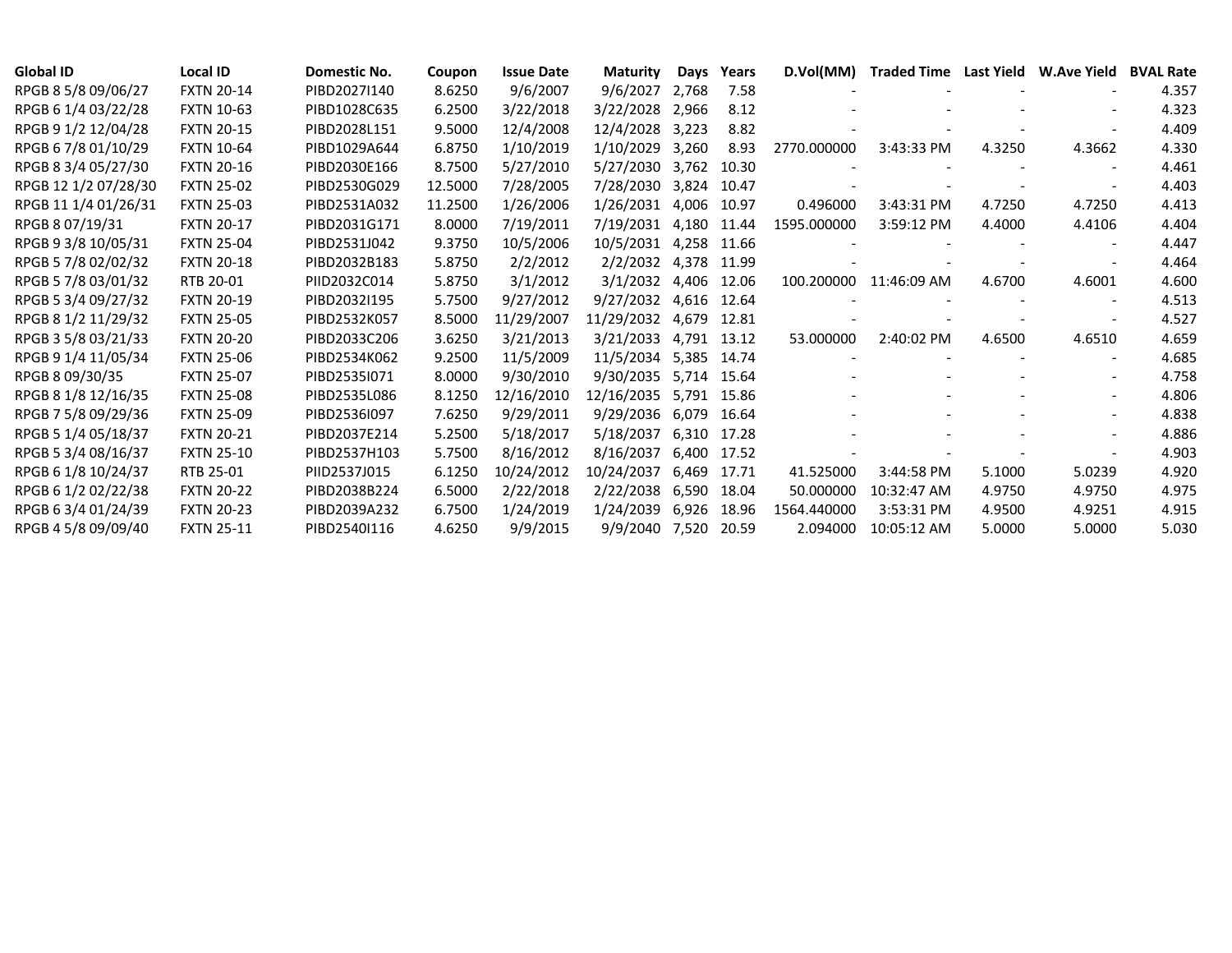| Global ID | Local ID | Domestic No. | Coupon | Issue Date | Maturity | Days | Years | D.Vol(MM) | Traded Time | Last Yield | W.Ave Yield | BVAL Rate |
|---|---|---|---|---|---|---|---|---|---|---|---|---|
| RPGB 8 5/8 09/06/27 | FXTN 20-14 | PIBD2027I140 | 8.6250 | 9/6/2007 | 9/6/2027 | 2,768 | 7.58 | - | - | - | - | 4.357 |
| RPGB 6 1/4 03/22/28 | FXTN 10-63 | PIBD1028C635 | 6.2500 | 3/22/2018 | 3/22/2028 | 2,966 | 8.12 | - | - | - | - | 4.323 |
| RPGB 9 1/2 12/04/28 | FXTN 20-15 | PIBD2028L151 | 9.5000 | 12/4/2008 | 12/4/2028 | 3,223 | 8.82 | - | - | - | - | 4.409 |
| RPGB 6 7/8 01/10/29 | FXTN 10-64 | PIBD1029A644 | 6.8750 | 1/10/2019 | 1/10/2029 | 3,260 | 8.93 | 2770.000000 | 3:43:33 PM | 4.3250 | 4.3662 | 4.330 |
| RPGB 8 3/4 05/27/30 | FXTN 20-16 | PIBD2030E166 | 8.7500 | 5/27/2010 | 5/27/2030 | 3,762 | 10.30 | - | - | - | - | 4.461 |
| RPGB 12 1/2 07/28/30 | FXTN 25-02 | PIBD2530G029 | 12.5000 | 7/28/2005 | 7/28/2030 | 3,824 | 10.47 | - | - | - | - | 4.403 |
| RPGB 11 1/4 01/26/31 | FXTN 25-03 | PIBD2531A032 | 11.2500 | 1/26/2006 | 1/26/2031 | 4,006 | 10.97 | 0.496000 | 3:43:31 PM | 4.7250 | 4.7250 | 4.413 |
| RPGB 8 07/19/31 | FXTN 20-17 | PIBD2031G171 | 8.0000 | 7/19/2011 | 7/19/2031 | 4,180 | 11.44 | 1595.000000 | 3:59:12 PM | 4.4000 | 4.4106 | 4.404 |
| RPGB 9 3/8 10/05/31 | FXTN 25-04 | PIBD2531J042 | 9.3750 | 10/5/2006 | 10/5/2031 | 4,258 | 11.66 | - | - | - | - | 4.447 |
| RPGB 5 7/8 02/02/32 | FXTN 20-18 | PIBD2032B183 | 5.8750 | 2/2/2012 | 2/2/2032 | 4,378 | 11.99 | - | - | - | - | 4.464 |
| RPGB 5 7/8 03/01/32 | RTB 20-01 | PIID2032C014 | 5.8750 | 3/1/2012 | 3/1/2032 | 4,406 | 12.06 | 100.200000 | 11:46:09 AM | 4.6700 | 4.6001 | 4.600 |
| RPGB 5 3/4 09/27/32 | FXTN 20-19 | PIBD2032I195 | 5.7500 | 9/27/2012 | 9/27/2032 | 4,616 | 12.64 | - | - | - | - | 4.513 |
| RPGB 8 1/2 11/29/32 | FXTN 25-05 | PIBD2532K057 | 8.5000 | 11/29/2007 | 11/29/2032 | 4,679 | 12.81 | - | - | - | - | 4.527 |
| RPGB 3 5/8 03/21/33 | FXTN 20-20 | PIBD2033C206 | 3.6250 | 3/21/2013 | 3/21/2033 | 4,791 | 13.12 | 53.000000 | 2:40:02 PM | 4.6500 | 4.6510 | 4.659 |
| RPGB 9 1/4 11/05/34 | FXTN 25-06 | PIBD2534K062 | 9.2500 | 11/5/2009 | 11/5/2034 | 5,385 | 14.74 | - | - | - | - | 4.685 |
| RPGB 8 09/30/35 | FXTN 25-07 | PIBD2535I071 | 8.0000 | 9/30/2010 | 9/30/2035 | 5,714 | 15.64 | - | - | - | - | 4.758 |
| RPGB 8 1/8 12/16/35 | FXTN 25-08 | PIBD2535L086 | 8.1250 | 12/16/2010 | 12/16/2035 | 5,791 | 15.86 | - | - | - | - | 4.806 |
| RPGB 7 5/8 09/29/36 | FXTN 25-09 | PIBD2536I097 | 7.6250 | 9/29/2011 | 9/29/2036 | 6,079 | 16.64 | - | - | - | - | 4.838 |
| RPGB 5 1/4 05/18/37 | FXTN 20-21 | PIBD2037E214 | 5.2500 | 5/18/2017 | 5/18/2037 | 6,310 | 17.28 | - | - | - | - | 4.886 |
| RPGB 5 3/4 08/16/37 | FXTN 25-10 | PIBD2537H103 | 5.7500 | 8/16/2012 | 8/16/2037 | 6,400 | 17.52 | - | - | - | - | 4.903 |
| RPGB 6 1/8 10/24/37 | RTB 25-01 | PIID2537J015 | 6.1250 | 10/24/2012 | 10/24/2037 | 6,469 | 17.71 | 41.525000 | 3:44:58 PM | 5.1000 | 5.0239 | 4.920 |
| RPGB 6 1/2 02/22/38 | FXTN 20-22 | PIBD2038B224 | 6.5000 | 2/22/2018 | 2/22/2038 | 6,590 | 18.04 | 50.000000 | 10:32:47 AM | 4.9750 | 4.9750 | 4.975 |
| RPGB 6 3/4 01/24/39 | FXTN 20-23 | PIBD2039A232 | 6.7500 | 1/24/2019 | 1/24/2039 | 6,926 | 18.96 | 1564.440000 | 3:53:31 PM | 4.9500 | 4.9251 | 4.915 |
| RPGB 4 5/8 09/09/40 | FXTN 25-11 | PIBD2540I116 | 4.6250 | 9/9/2015 | 9/9/2040 | 7,520 | 20.59 | 2.094000 | 10:05:12 AM | 5.0000 | 5.0000 | 5.030 |